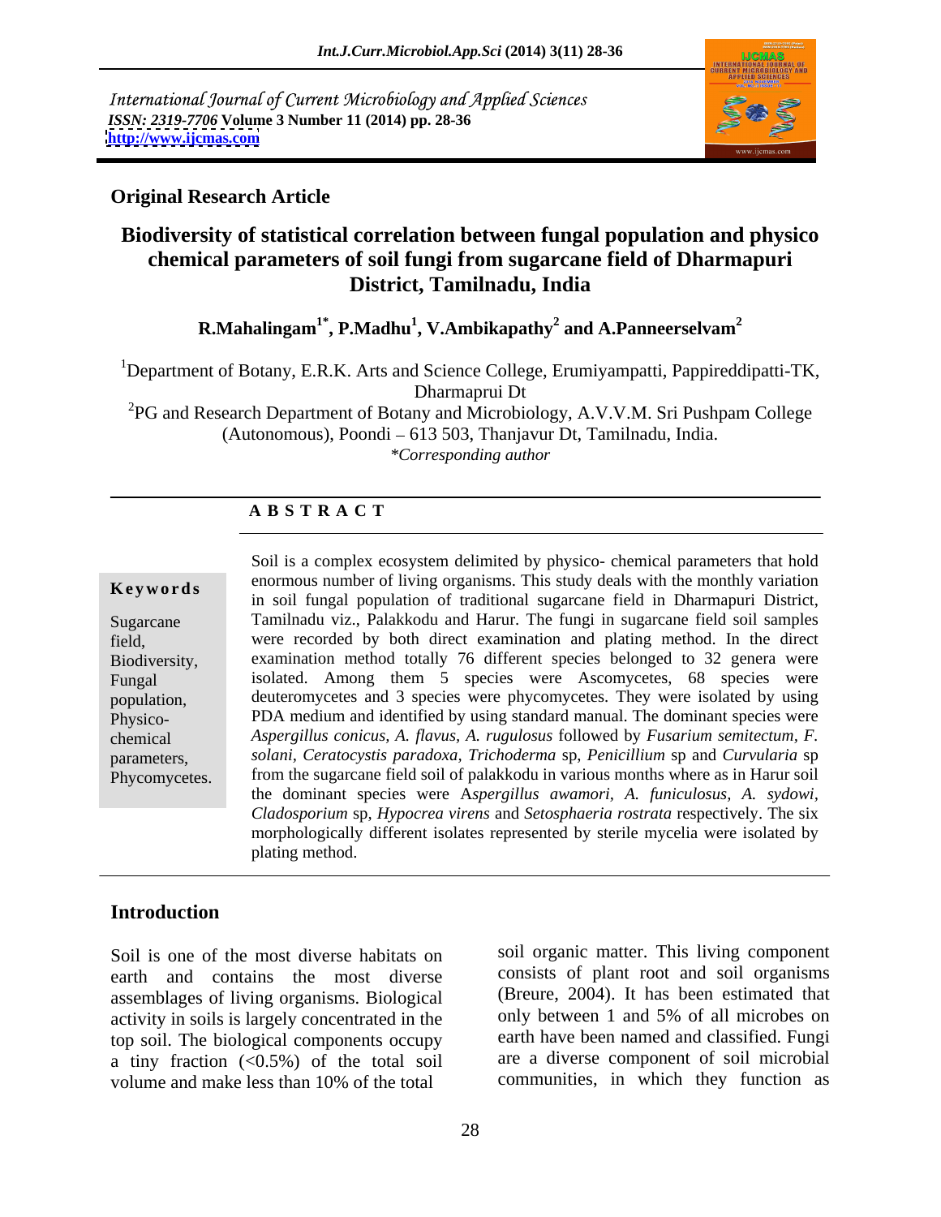International Journal of Current Microbiology and Applied Sciences
*ISSN: 2319-7706* **Volume 3 Number 11 (2014) pp. 28-36**
**http://www.ijcmas.com**

**Original Research Article**

# Biodiversity of statistical correlation between fungal population and physico chemical parameters of soil fungi from sugarcane field of Dharmapuri District, Tamilnadu, India

**R.Mahalingam[1*], P.Madhu[1], V.Ambikapathy[2] and A.Panneerselvam[2]**

[1]Department of Botany, E.R.K. Arts and Science College, Erumiyampatti, Pappireddipatti-TK, Dharmaprui Dt

[2]PG and Research Department of Botany and Microbiology, A.V.V.M. Sri Pushpam College (Autonomous), Poondi – 613 503, Thanjavur Dt, Tamilnadu, India.

*\*Corresponding author*

## A B S T R A C T

**Keywords**

Sugarcane field, Biodiversity, Fungal population, Physico-chemical parameters, Phycomycetes.

Soil is a complex ecosystem delimited by physico- chemical parameters that hold enormous number of living organisms. This study deals with the monthly variation in soil fungal population of traditional sugarcane field in Dharmapuri District, Tamilnadu viz., Palakkodu and Harur. The fungi in sugarcane field soil samples were recorded by both direct examination and plating method. In the direct examination method totally 76 different species belonged to 32 genera were isolated. Among them 5 species were Ascomycetes, 68 species were deuteromycetes and 3 species were phycomycetes. They were isolated by using PDA medium and identified by using standard manual. The dominant species were *Aspergillus conicus, A. flavus, A. rugulosus* followed by *Fusarium semitectum, F. solani, Ceratocystis paradoxa, Trichoderma* sp, *Penicillium* sp and *Curvularia* sp from the sugarcane field soil of palakkodu in various months where as in Harur soil the dominant species were A*spergillus awamori, A. funiculosus, A. sydowi, Cladosporium* sp, *Hypocrea virens* and *Setosphaeria rostrata* respectively. The six morphologically different isolates represented by sterile mycelia were isolated by plating method.

## Introduction

Soil is one of the most diverse habitats on earth and contains the most diverse assemblages of living organisms. Biological activity in soils is largely concentrated in the top soil. The biological components occupy a tiny fraction (<0.5%) of the total soil volume and make less than 10% of the total soil organic matter. This living component consists of plant root and soil organisms (Breure, 2004). It has been estimated that only between 1 and 5% of all microbes on earth have been named and classified. Fungi are a diverse component of soil microbial communities, in which they function as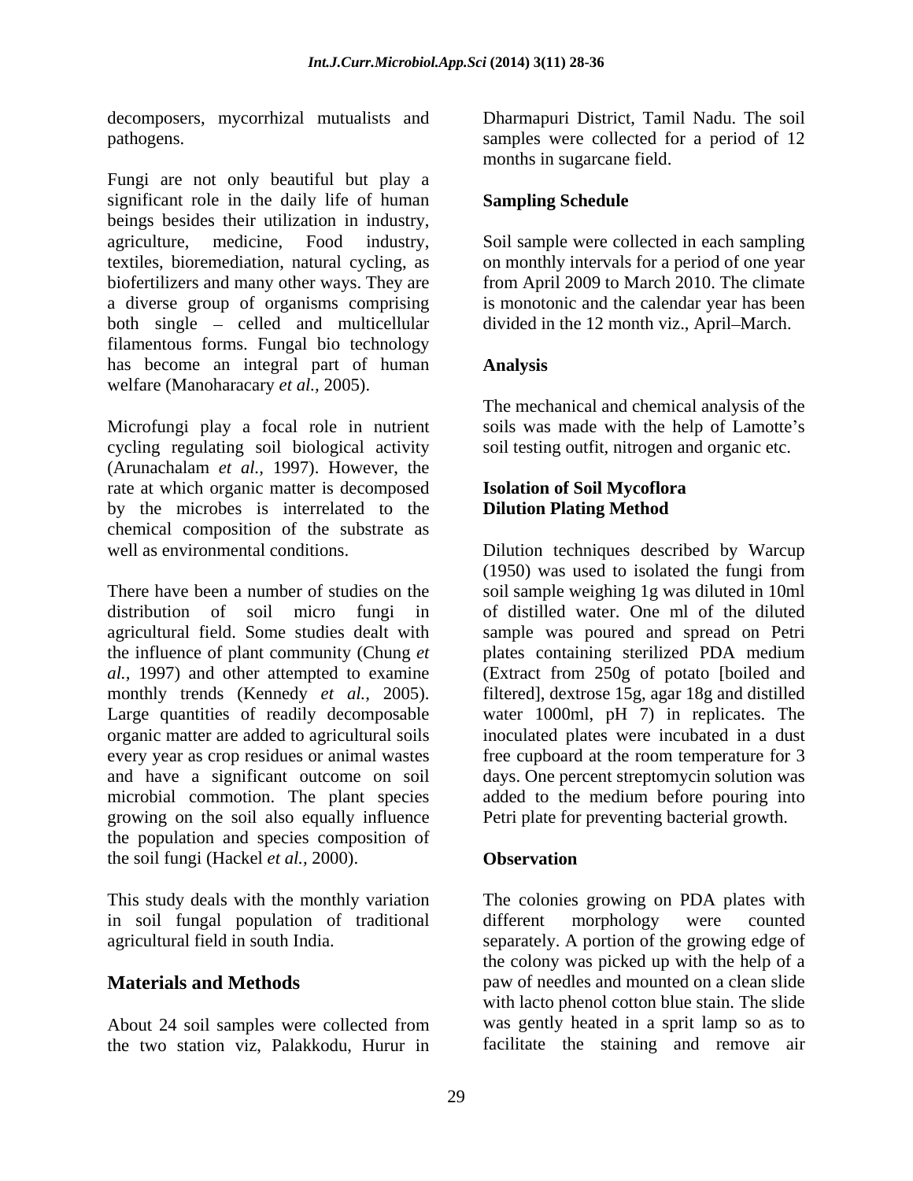decomposers, mycorrhizal mutualists and pathogens.

Fungi are not only beautiful but play a significant role in the daily life of human beings besides their utilization in industry, agriculture, medicine, Food industry, textiles, bioremediation, natural cycling, as biofertilizers and many other ways. They are a diverse group of organisms comprising both single – celled and multicellular filamentous forms. Fungal bio technology has become an integral part of human welfare (Manoharacary *et al.,* 2005).

Microfungi play a focal role in nutrient cycling regulating soil biological activity (Arunachalam *et al.,* 1997). However, the rate at which organic matter is decomposed by the microbes is interrelated to the chemical composition of the substrate as well as environmental conditions.

There have been a number of studies on the distribution of soil micro fungi in agricultural field. Some studies dealt with the influence of plant community (Chung *et al.,* 1997) and other attempted to examine monthly trends (Kennedy *et al.,* 2005). Large quantities of readily decomposable organic matter are added to agricultural soils every year as crop residues or animal wastes and have a significant outcome on soil microbial commotion. The plant species growing on the soil also equally influence the population and species composition of the soil fungi (Hackel *et al.,* 2000).

This study deals with the monthly variation in soil fungal population of traditional agricultural field in south India.

## Materials and Methods

About 24 soil samples were collected from the two station viz, Palakkodu, Hurur in Dharmapuri District, Tamil Nadu. The soil samples were collected for a period of 12 months in sugarcane field.

### Sampling Schedule

Soil sample were collected in each sampling on monthly intervals for a period of one year from April 2009 to March 2010. The climate is monotonic and the calendar year has been divided in the 12 month viz., April–March.

### Analysis

The mechanical and chemical analysis of the soils was made with the help of Lamotte's soil testing outfit, nitrogen and organic etc.

### Isolation of Soil Mycoflora Dilution Plating Method

Dilution techniques described by Warcup (1950) was used to isolated the fungi from soil sample weighing 1g was diluted in 10ml of distilled water. One ml of the diluted sample was poured and spread on Petri plates containing sterilized PDA medium (Extract from 250g of potato [boiled and filtered], dextrose 15g, agar 18g and distilled water 1000ml, pH 7) in replicates. The inoculated plates were incubated in a dust free cupboard at the room temperature for 3 days. One percent streptomycin solution was added to the medium before pouring into Petri plate for preventing bacterial growth.

### Observation

The colonies growing on PDA plates with different morphology were counted separately. A portion of the growing edge of the colony was picked up with the help of a paw of needles and mounted on a clean slide with lacto phenol cotton blue stain. The slide was gently heated in a sprit lamp so as to facilitate the staining and remove air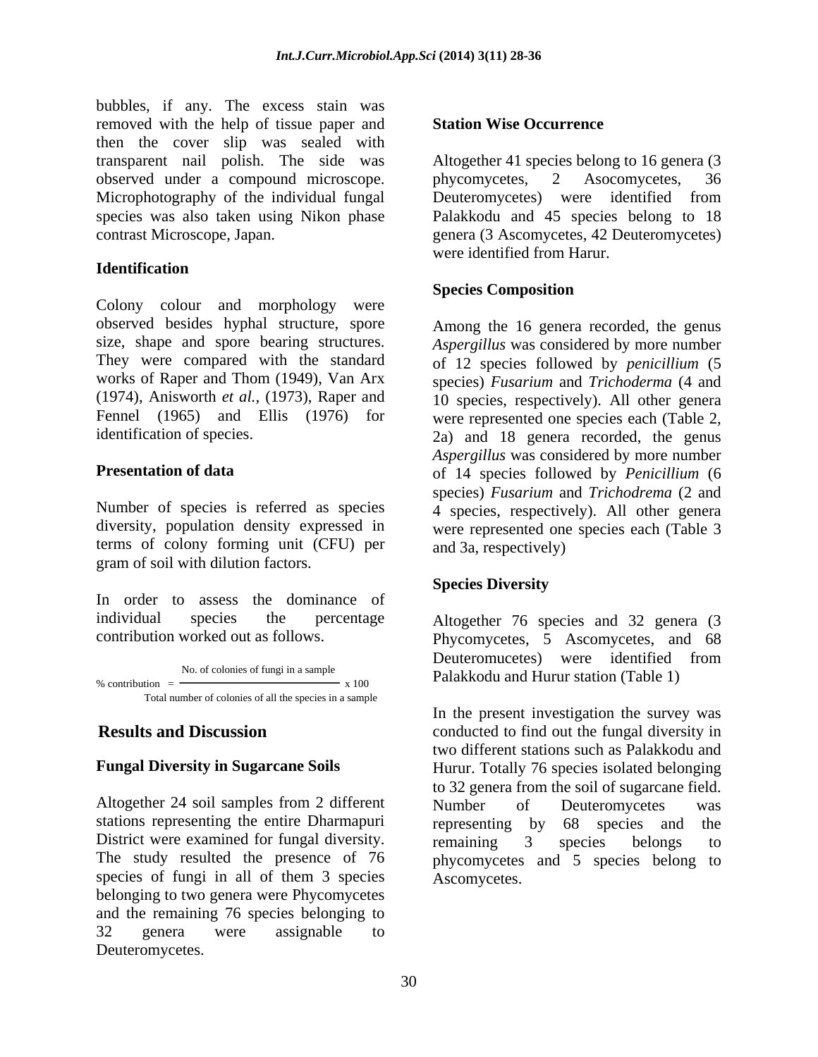bubbles, if any. The excess stain was removed with the help of tissue paper and then the cover slip was sealed with transparent nail polish. The side was observed under a compound microscope. Microphotography of the individual fungal species was also taken using Nikon phase contrast Microscope, Japan.

### Identification

Colony colour and morphology were observed besides hyphal structure, spore size, shape and spore bearing structures. They were compared with the standard works of Raper and Thom (1949), Van Arx (1974), Anisworth *et al.,* (1973), Raper and Fennel (1965) and Ellis (1976) for identification of species.

### Presentation of data

Number of species is referred as species diversity, population density expressed in terms of colony forming unit (CFU) per gram of soil with dilution factors.

In order to assess the dominance of individual species the percentage contribution worked out as follows.

$$\% \text{ contribution } = \frac{\text{No. of colonies of fungi in a sample}}{\text{Total number of colonies of all the species in a sample}} \times 100$$

## Results and Discussion

### Fungal Diversity in Sugarcane Soils

Altogether 24 soil samples from 2 different stations representing the entire Dharmapuri District were examined for fungal diversity. The study resulted the presence of 76 species of fungi in all of them 3 species belonging to two genera were Phycomycetes and the remaining 76 species belonging to 32 genera were assignable to Deuteromycetes.

### Station Wise Occurrence

Altogether 41 species belong to 16 genera (3 phycomycetes, 2 Asocomycetes, 36 Deuteromycetes) were identified from Palakkodu and 45 species belong to 18 genera (3 Ascomycetes, 42 Deuteromycetes) were identified from Harur.

### Species Composition

Among the 16 genera recorded, the genus *Aspergillus* was considered by more number of 12 species followed by *penicillium* (5 species) *Fusarium* and *Trichoderma* (4 and 10 species, respectively). All other genera were represented one species each (Table 2, 2a) and 18 genera recorded, the genus *Aspergillus* was considered by more number of 14 species followed by *Penicillium* (6 species) *Fusarium* and *Trichodrema* (2 and 4 species, respectively). All other genera were represented one species each (Table 3 and 3a, respectively)

### Species Diversity

Altogether 76 species and 32 genera (3 Phycomycetes, 5 Ascomycetes, and 68 Deuteromucetes) were identified from Palakkodu and Hurur station (Table 1)

In the present investigation the survey was conducted to find out the fungal diversity in two different stations such as Palakkodu and Hurur. Totally 76 species isolated belonging to 32 genera from the soil of sugarcane field. Number of Deuteromycetes was representing by 68 species and the remaining 3 species belongs to phycomycetes and 5 species belong to Ascomycetes.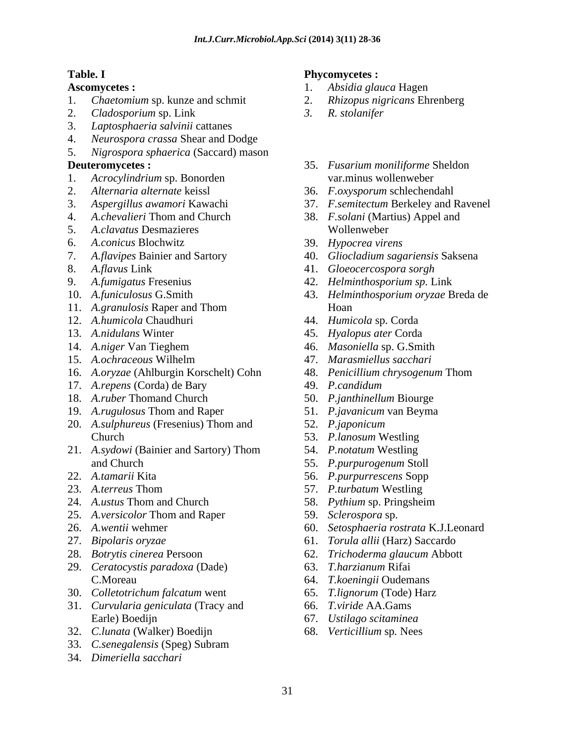**Table. I**

**Ascomycetes :**

1. *Chaetomium* sp. kunze and schmit
2. *Cladosporium* sp. Link
3. *Laptosphaeria salvinii* cattanes
4. *Neurospora crassa* Shear and Dodge
5. *Nigrospora sphaerica* (Saccard) mason

**Deuteromycetes :**

1. *Acrocylindrium* sp. Bonorden
2. *Alternaria alternate* keissl
3. *Aspergillus awamori* Kawachi
4. *A.chevalieri* Thom and Church
5. *A.clavatus* Desmazieres
6. *A.conicus* Blochwitz
7. *A.flavipes* Bainier and Sartory
8. *A.flavus* Link
9. *A.fumigatus* Fresenius
10. *A.funiculosus* G.Smith
11. *A.granulosis* Raper and Thom
12. *A.humicola* Chaudhuri
13. *A.nidulans* Winter
14. *A.niger* Van Tieghem
15. *A.ochraceous* Wilhelm
16. *A.oryzae* (Ahlburgin Korschelt) Cohn
17. *A.repens* (Corda) de Bary
18. *A.ruber* Thomand Church
19. *A.rugulosus* Thom and Raper
20. *A.sulphureus* (Fresenius) Thom and Church
21. *A.sydowi* (Bainier and Sartory) Thom and Church
22. *A.tamarii* Kita
23. *A.terreus* Thom
24. *A.ustus* Thom and Church
25. *A.versicolor* Thom and Raper
26. *A.wentii* wehmer
27. *Bipolaris oryzae*
28. *Botrytis cinerea* Persoon
29. *Ceratocystis paradoxa* (Dade) C.Moreau
30. *Colletotrichum falcatum* went
31. *Curvularia geniculata* (Tracy and Earle) Boedijn
32. *C.lunata* (Walker) Boedijn
33. *C.senegalensis* (Speg) Subram
34. *Dimeriella sacchari*
35. *Fusarium moniliforme* Sheldon var.minus wollenweber
36. *F.oxysporum* schlechendahl
37. *F.semitectum* Berkeley and Ravenel
38. *F.solani* (Martius) Appel and Wollenweber
39. *Hypocrea virens*
40. *Gliocladium sagariensis* Saksena
41. *Gloeocercospora sorgh*
42. *Helminthosporium sp.* Link
43. *Helminthosporium oryzae* Breda de Hoan
44. *Humicola* sp. Corda
45. *Hyalopus ater* Corda
46. *Masoniella* sp. G.Smith
47. *Marasmiellus sacchari*
48. *Penicillium chrysogenum* Thom
49. *P.candidum*
50. *P.janthinellum* Biourge
51. *P.javanicum* van Beyma
52. *P.japonicum*
53. *P.lanosum* Westling
54. *P.notatum* Westling
55. *P.purpurogenum* Stoll
56. *P.purpurrescens* Sopp
57. *P.turbatum* Westling
58. *Pythium* sp. Pringsheim
59. *Sclerospora* sp.
60. *Setosphaeria rostrata* K.J.Leonard
61. *Torula allii* (Harz) Saccardo
62. *Trichoderma glaucum* Abbott
63. *T.harzianum* Rifai
64. *T.koeningii* Oudemans
65. *T.lignorum* (Tode) Harz
66. *T.viride* AA.Gams
67. *Ustilago scitaminea*
68. *Verticillium* sp. Nees

**Phycomycetes :**

1. *Absidia glauca* Hagen
2. *Rhizopus nigricans* Ehrenberg
3. *R. stolanifer*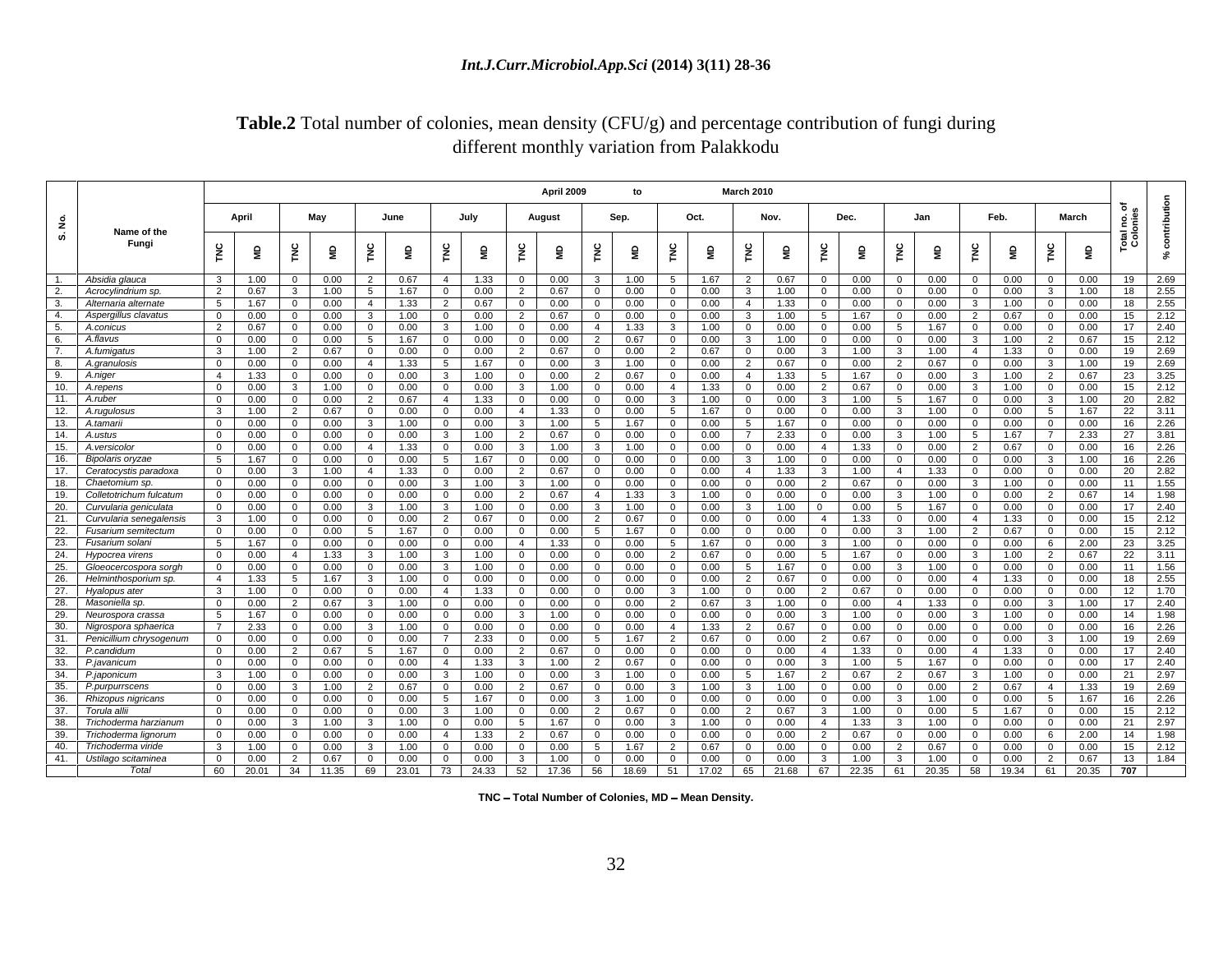**Table.2** Total number of colonies, mean density (CFU/g) and percentage contribution of fungi during different monthly variation from Palakkodu

| S. No. | Name of the Fungi | April 2009 to March 2010 | | | | | | | | | | | | | | | | | | | | | | | | Total no. of Colonies | % contribution |
|---|---|---|---|---|---|---|---|---|---|---|---|---|---|---|---|---|---|---|---|---|---|---|---|---|---|---|---|
| | | April | | May | | June | | July | | August | | Sep. | | Oct. | | Nov. | | Dec. | | Jan | | Feb. | | March | | | |
| | | TNC | MD | TNC | MD | TNC | MD | TNC | MD | TNC | MD | TNC | MD | TNC | MD | TNC | MD | TNC | MD | TNC | MD | TNC | MD | TNC | MD | | |
| 1. | *Absidia glauca* | 3 | 1.00 | 0 | 0.00 | 2 | 0.67 | 4 | 1.33 | 0 | 0.00 | 3 | 1.00 | 5 | 1.67 | 2 | 0.67 | 0 | 0.00 | 0 | 0.00 | 0 | 0.00 | 0 | 0.00 | 19 | 2.69 |
| 2. | *Acrocylindrium sp.* | 2 | 0.67 | 3 | 1.00 | 5 | 1.67 | 0 | 0.00 | 2 | 0.67 | 0 | 0.00 | 0 | 0.00 | 3 | 1.00 | 0 | 0.00 | 0 | 0.00 | 0 | 0.00 | 3 | 1.00 | 18 | 2.55 |
| 3. | *Alternaria alternate* | 5 | 1.67 | 0 | 0.00 | 4 | 1.33 | 2 | 0.67 | 0 | 0.00 | 0 | 0.00 | 0 | 0.00 | 4 | 1.33 | 0 | 0.00 | 0 | 0.00 | 3 | 1.00 | 0 | 0.00 | 18 | 2.55 |
| 4. | *Aspergillus clavatus* | 0 | 0.00 | 0 | 0.00 | 3 | 1.00 | 0 | 0.00 | 2 | 0.67 | 0 | 0.00 | 0 | 0.00 | 3 | 1.00 | 5 | 1.67 | 0 | 0.00 | 2 | 0.67 | 0 | 0.00 | 15 | 2.12 |
| 5. | *A.conicus* | 2 | 0.67 | 0 | 0.00 | 0 | 0.00 | 3 | 1.00 | 0 | 0.00 | 4 | 1.33 | 3 | 1.00 | 0 | 0.00 | 0 | 0.00 | 5 | 1.67 | 0 | 0.00 | 0 | 0.00 | 17 | 2.40 |
| 6. | *A.flavus* | 0 | 0.00 | 0 | 0.00 | 5 | 1.67 | 0 | 0.00 | 0 | 0.00 | 2 | 0.67 | 0 | 0.00 | 3 | 1.00 | 0 | 0.00 | 0 | 0.00 | 3 | 1.00 | 2 | 0.67 | 15 | 2.12 |
| 7. | *A.fumigatus* | 3 | 1.00 | 2 | 0.67 | 0 | 0.00 | 0 | 0.00 | 2 | 0.67 | 0 | 0.00 | 2 | 0.67 | 0 | 0.00 | 3 | 1.00 | 3 | 1.00 | 4 | 1.33 | 0 | 0.00 | 19 | 2.69 |
| 8. | *A.granulosis* | 0 | 0.00 | 0 | 0.00 | 4 | 1.33 | 5 | 1.67 | 0 | 0.00 | 3 | 1.00 | 0 | 0.00 | 2 | 0.67 | 0 | 0.00 | 2 | 0.67 | 0 | 0.00 | 3 | 1.00 | 19 | 2.69 |
| 9. | *A.niger* | 4 | 1.33 | 0 | 0.00 | 0 | 0.00 | 3 | 1.00 | 0 | 0.00 | 2 | 0.67 | 0 | 0.00 | 4 | 1.33 | 5 | 1.67 | 0 | 0.00 | 3 | 1.00 | 2 | 0.67 | 23 | 3.25 |
| 10. | *A.repens* | 0 | 0.00 | 3 | 1.00 | 0 | 0.00 | 0 | 0.00 | 3 | 1.00 | 0 | 0.00 | 4 | 1.33 | 0 | 0.00 | 2 | 0.67 | 0 | 0.00 | 3 | 1.00 | 0 | 0.00 | 15 | 2.12 |
| 11. | *A.ruber* | 0 | 0.00 | 0 | 0.00 | 2 | 0.67 | 4 | 1.33 | 0 | 0.00 | 0 | 0.00 | 3 | 1.00 | 0 | 0.00 | 3 | 1.00 | 5 | 1.67 | 0 | 0.00 | 3 | 1.00 | 20 | 2.82 |
| 12. | *A.rugulosus* | 3 | 1.00 | 2 | 0.67 | 0 | 0.00 | 0 | 0.00 | 4 | 1.33 | 0 | 0.00 | 5 | 1.67 | 0 | 0.00 | 0 | 0.00 | 3 | 1.00 | 0 | 0.00 | 5 | 1.67 | 22 | 3.11 |
| 13. | *A.tamarii* | 0 | 0.00 | 0 | 0.00 | 3 | 1.00 | 0 | 0.00 | 3 | 1.00 | 5 | 1.67 | 0 | 0.00 | 5 | 1.67 | 0 | 0.00 | 0 | 0.00 | 0 | 0.00 | 0 | 0.00 | 16 | 2.26 |
| 14. | *A.ustus* | 0 | 0.00 | 0 | 0.00 | 0 | 0.00 | 3 | 1.00 | 2 | 0.67 | 0 | 0.00 | 0 | 0.00 | 7 | 2.33 | 0 | 0.00 | 3 | 1.00 | 5 | 1.67 | 7 | 2.33 | 27 | 3.81 |
| 15. | *A.versicolor* | 0 | 0.00 | 0 | 0.00 | 4 | 1.33 | 0 | 0.00 | 3 | 1.00 | 3 | 1.00 | 0 | 0.00 | 0 | 0.00 | 4 | 1.33 | 0 | 0.00 | 2 | 0.67 | 0 | 0.00 | 16 | 2.26 |
| 16. | *Bipolaris oryzae* | 5 | 1.67 | 0 | 0.00 | 0 | 0.00 | 5 | 1.67 | 0 | 0.00 | 0 | 0.00 | 0 | 0.00 | 3 | 1.00 | 0 | 0.00 | 0 | 0.00 | 0 | 0.00 | 3 | 1.00 | 16 | 2.26 |
| 17. | *Ceratocystis paradoxa* | 0 | 0.00 | 3 | 1.00 | 4 | 1.33 | 0 | 0.00 | 2 | 0.67 | 0 | 0.00 | 0 | 0.00 | 4 | 1.33 | 3 | 1.00 | 4 | 1.33 | 0 | 0.00 | 0 | 0.00 | 20 | 2.82 |
| 18. | *Chaetomium sp.* | 0 | 0.00 | 0 | 0.00 | 0 | 0.00 | 3 | 1.00 | 3 | 1.00 | 0 | 0.00 | 0 | 0.00 | 0 | 0.00 | 2 | 0.67 | 0 | 0.00 | 3 | 1.00 | 0 | 0.00 | 11 | 1.55 |
| 19. | *Colletotrichum fulcatum* | 0 | 0.00 | 0 | 0.00 | 0 | 0.00 | 0 | 0.00 | 2 | 0.67 | 4 | 1.33 | 3 | 1.00 | 0 | 0.00 | 0 | 0.00 | 3 | 1.00 | 0 | 0.00 | 2 | 0.67 | 14 | 1.98 |
| 20. | *Curvularia geniculata* | 0 | 0.00 | 0 | 0.00 | 3 | 1.00 | 3 | 1.00 | 0 | 0.00 | 3 | 1.00 | 0 | 0.00 | 3 | 1.00 | 0 | 0.00 | 5 | 1.67 | 0 | 0.00 | 0 | 0.00 | 17 | 2.40 |
| 21. | *Curvularia senegalensis* | 3 | 1.00 | 0 | 0.00 | 0 | 0.00 | 2 | 0.67 | 0 | 0.00 | 2 | 0.67 | 0 | 0.00 | 0 | 0.00 | 4 | 1.33 | 0 | 0.00 | 4 | 1.33 | 0 | 0.00 | 15 | 2.12 |
| 22. | *Fusarium semitectum* | 0 | 0.00 | 0 | 0.00 | 5 | 1.67 | 0 | 0.00 | 0 | 0.00 | 5 | 1.67 | 0 | 0.00 | 0 | 0.00 | 0 | 0.00 | 3 | 1.00 | 2 | 0.67 | 0 | 0.00 | 15 | 2.12 |
| 23. | *Fusarium solani* | 5 | 1.67 | 0 | 0.00 | 0 | 0.00 | 0 | 0.00 | 4 | 1.33 | 0 | 0.00 | 5 | 1.67 | 0 | 0.00 | 3 | 1.00 | 0 | 0.00 | 0 | 0.00 | 6 | 2.00 | 23 | 3.25 |
| 24. | *Hypocrea virens* | 0 | 0.00 | 4 | 1.33 | 3 | 1.00 | 3 | 1.00 | 0 | 0.00 | 0 | 0.00 | 2 | 0.67 | 0 | 0.00 | 5 | 1.67 | 0 | 0.00 | 3 | 1.00 | 2 | 0.67 | 22 | 3.11 |
| 25. | *Gloeocercospora sorgh* | 0 | 0.00 | 0 | 0.00 | 0 | 0.00 | 3 | 1.00 | 0 | 0.00 | 0 | 0.00 | 0 | 0.00 | 5 | 1.67 | 0 | 0.00 | 3 | 1.00 | 0 | 0.00 | 0 | 0.00 | 11 | 1.56 |
| 26. | *Helminthosporium sp.* | 4 | 1.33 | 5 | 1.67 | 3 | 1.00 | 0 | 0.00 | 0 | 0.00 | 0 | 0.00 | 0 | 0.00 | 2 | 0.67 | 0 | 0.00 | 0 | 0.00 | 4 | 1.33 | 0 | 0.00 | 18 | 2.55 |
| 27. | *Hyalopus ater* | 3 | 1.00 | 0 | 0.00 | 0 | 0.00 | 4 | 1.33 | 0 | 0.00 | 0 | 0.00 | 3 | 1.00 | 0 | 0.00 | 2 | 0.67 | 0 | 0.00 | 0 | 0.00 | 0 | 0.00 | 12 | 1.70 |
| 28. | *Masoniella sp.* | 0 | 0.00 | 2 | 0.67 | 3 | 1.00 | 0 | 0.00 | 0 | 0.00 | 0 | 0.00 | 2 | 0.67 | 3 | 1.00 | 0 | 0.00 | 4 | 1.33 | 0 | 0.00 | 3 | 1.00 | 17 | 2.40 |
| 29. | *Neurospora crassa* | 5 | 1.67 | 0 | 0.00 | 0 | 0.00 | 0 | 0.00 | 3 | 1.00 | 0 | 0.00 | 0 | 0.00 | 0 | 0.00 | 3 | 1.00 | 0 | 0.00 | 3 | 1.00 | 0 | 0.00 | 14 | 1.98 |
| 30. | *Nigrospora sphaerica* | 7 | 2.33 | 0 | 0.00 | 3 | 1.00 | 0 | 0.00 | 0 | 0.00 | 0 | 0.00 | 4 | 1.33 | 2 | 0.67 | 0 | 0.00 | 0 | 0.00 | 0 | 0.00 | 0 | 0.00 | 16 | 2.26 |
| 31. | *Penicillium chrysogenum* | 0 | 0.00 | 0 | 0.00 | 0 | 0.00 | 7 | 2.33 | 0 | 0.00 | 5 | 1.67 | 2 | 0.67 | 0 | 0.00 | 2 | 0.67 | 0 | 0.00 | 0 | 0.00 | 3 | 1.00 | 19 | 2.69 |
| 32. | *P.candidum* | 0 | 0.00 | 2 | 0.67 | 5 | 1.67 | 0 | 0.00 | 2 | 0.67 | 0 | 0.00 | 0 | 0.00 | 0 | 0.00 | 4 | 1.33 | 0 | 0.00 | 4 | 1.33 | 0 | 0.00 | 17 | 2.40 |
| 33. | *P.javanicum* | 0 | 0.00 | 0 | 0.00 | 0 | 0.00 | 4 | 1.33 | 3 | 1.00 | 2 | 0.67 | 0 | 0.00 | 0 | 0.00 | 3 | 1.00 | 5 | 1.67 | 0 | 0.00 | 0 | 0.00 | 17 | 2.40 |
| 34. | *P.japonicum* | 3 | 1.00 | 0 | 0.00 | 0 | 0.00 | 3 | 1.00 | 0 | 0.00 | 3 | 1.00 | 0 | 0.00 | 5 | 1.67 | 2 | 0.67 | 2 | 0.67 | 3 | 1.00 | 0 | 0.00 | 21 | 2.97 |
| 35. | *P.purpurrscens* | 0 | 0.00 | 3 | 1.00 | 2 | 0.67 | 0 | 0.00 | 2 | 0.67 | 0 | 0.00 | 3 | 1.00 | 3 | 1.00 | 0 | 0.00 | 0 | 0.00 | 2 | 0.67 | 4 | 1.33 | 19 | 2.69 |
| 36. | *Rhizopus nigricans* | 0 | 0.00 | 0 | 0.00 | 0 | 0.00 | 5 | 1.67 | 0 | 0.00 | 3 | 1.00 | 0 | 0.00 | 0 | 0.00 | 0 | 0.00 | 3 | 1.00 | 0 | 0.00 | 5 | 1.67 | 16 | 2.26 |
| 37. | *Torula allii* | 0 | 0.00 | 0 | 0.00 | 0 | 0.00 | 3 | 1.00 | 0 | 0.00 | 2 | 0.67 | 0 | 0.00 | 2 | 0.67 | 3 | 1.00 | 0 | 0.00 | 5 | 1.67 | 0 | 0.00 | 15 | 2.12 |
| 38. | *Trichoderma harzianum* | 0 | 0.00 | 3 | 1.00 | 3 | 1.00 | 0 | 0.00 | 5 | 1.67 | 0 | 0.00 | 3 | 1.00 | 0 | 0.00 | 4 | 1.33 | 3 | 1.00 | 0 | 0.00 | 0 | 0.00 | 21 | 2.97 |
| 39. | *Trichoderma lignorum* | 0 | 0.00 | 0 | 0.00 | 0 | 0.00 | 4 | 1.33 | 2 | 0.67 | 0 | 0.00 | 0 | 0.00 | 0 | 0.00 | 2 | 0.67 | 0 | 0.00 | 0 | 0.00 | 6 | 2.00 | 14 | 1.98 |
| 40. | *Trichoderma viride* | 3 | 1.00 | 0 | 0.00 | 3 | 1.00 | 0 | 0.00 | 0 | 0.00 | 5 | 1.67 | 2 | 0.67 | 0 | 0.00 | 0 | 0.00 | 2 | 0.67 | 0 | 0.00 | 0 | 0.00 | 15 | 2.12 |
| 41. | *Ustilago scitaminea* | 0 | 0.00 | 2 | 0.67 | 0 | 0.00 | 0 | 0.00 | 3 | 1.00 | 0 | 0.00 | 0 | 0.00 | 0 | 0.00 | 3 | 1.00 | 3 | 1.00 | 0 | 0.00 | 2 | 0.67 | 13 | 1.84 |
| | *Total* | 60 | 20.01 | 34 | 11.35 | 69 | 23.01 | 73 | 24.33 | 52 | 17.36 | 56 | 18.69 | 51 | 17.02 | 65 | 21.68 | 67 | 22.35 | 61 | 20.35 | 58 | 19.34 | 61 | 20.35 | 707 | |

**TNC – Total Number of Colonies, MD – Mean Density.**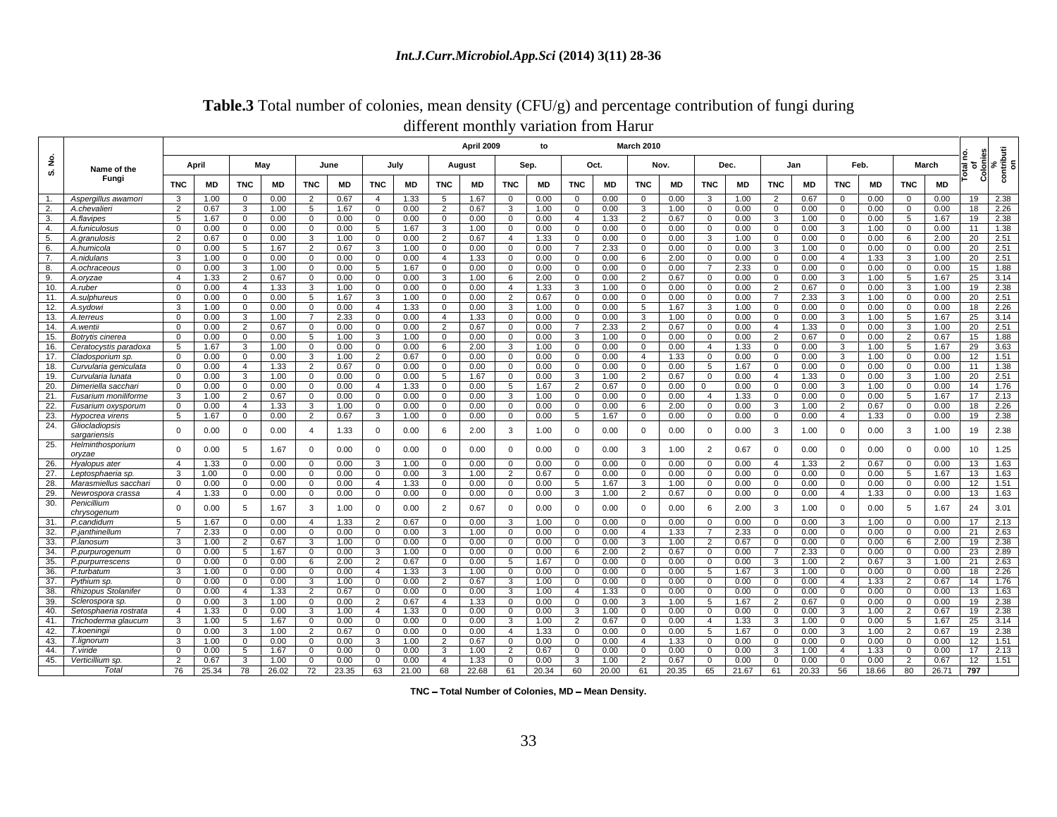**Table.3** Total number of colonies, mean density (CFU/g) and percentage contribution of fungi during different monthly variation from Harur

| S. No. | Name of the Fungi | April 2009 to March 2010 | | | | | | | | | | | | | | | | | | | | | | | | Total no. of Colonies | % contribution |
|---|---|---|---|---|---|---|---|---|---|---|---|---|---|---|---|---|---|---|---|---|---|---|---|---|---|---|---|
| | | April | | May | | June | | July | | August | | Sep. | | Oct. | | Nov. | | Dec. | | Jan | | Feb. | | March | | | |
| | | TNC | MD | TNC | MD | TNC | MD | TNC | MD | TNC | MD | TNC | MD | TNC | MD | TNC | MD | TNC | MD | TNC | MD | TNC | MD | TNC | MD | | |
| 1. | *Aspergillus awamori* | 3 | 1.00 | 0 | 0.00 | 2 | 0.67 | 4 | 1.33 | 5 | 1.67 | 0 | 0.00 | 0 | 0.00 | 0 | 0.00 | 3 | 1.00 | 2 | 0.67 | 0 | 0.00 | 0 | 0.00 | 19 | 2.38 |
| 2. | *A.chevalieri* | 2 | 0.67 | 3 | 1.00 | 5 | 1.67 | 0 | 0.00 | 2 | 0.67 | 3 | 1.00 | 0 | 0.00 | 3 | 1.00 | 0 | 0.00 | 0 | 0.00 | 0 | 0.00 | 0 | 0.00 | 18 | 2.26 |
| 3. | *A.flavipes* | 5 | 1.67 | 0 | 0.00 | 0 | 0.00 | 0 | 0.00 | 0 | 0.00 | 0 | 0.00 | 4 | 1.33 | 2 | 0.67 | 0 | 0.00 | 3 | 1.00 | 0 | 0.00 | 5 | 1.67 | 19 | 2.38 |
| 4. | *A.funiculosus* | 0 | 0.00 | 0 | 0.00 | 0 | 0.00 | 5 | 1.67 | 3 | 1.00 | 0 | 0.00 | 0 | 0.00 | 0 | 0.00 | 0 | 0.00 | 0 | 0.00 | 3 | 1.00 | 0 | 0.00 | 11 | 1.38 |
| 5. | *A.granulosis* | 2 | 0.67 | 0 | 0.00 | 3 | 1.00 | 0 | 0.00 | 2 | 0.67 | 4 | 1.33 | 0 | 0.00 | 0 | 0.00 | 3 | 1.00 | 0 | 0.00 | 0 | 0.00 | 6 | 2.00 | 20 | 2.51 |
| 6. | *A.humicola* | 0 | 0.00 | 5 | 1.67 | 2 | 0.67 | 3 | 1.00 | 0 | 0.00 | 0 | 0.00 | 7 | 2.33 | 0 | 0.00 | 0 | 0.00 | 3 | 1.00 | 0 | 0.00 | 0 | 0.00 | 20 | 2.51 |
| 7. | *A.nidulans* | 3 | 1.00 | 0 | 0.00 | 0 | 0.00 | 0 | 0.00 | 4 | 1.33 | 0 | 0.00 | 0 | 0.00 | 6 | 2.00 | 0 | 0.00 | 0 | 0.00 | 4 | 1.33 | 3 | 1.00 | 20 | 2.51 |
| 8. | *A.ochraceous* | 0 | 0.00 | 3 | 1.00 | 0 | 0.00 | 5 | 1.67 | 0 | 0.00 | 0 | 0.00 | 0 | 0.00 | 0 | 0.00 | 7 | 2.33 | 0 | 0.00 | 0 | 0.00 | 0 | 0.00 | 15 | 1.88 |
| 9. | *A.oryzae* | 4 | 1.33 | 2 | 0.67 | 0 | 0.00 | 0 | 0.00 | 3 | 1.00 | 6 | 2.00 | 0 | 0.00 | 2 | 0.67 | 0 | 0.00 | 0 | 0.00 | 3 | 1.00 | 5 | 1.67 | 25 | 3.14 |
| 10. | *A.ruber* | 0 | 0.00 | 4 | 1.33 | 3 | 1.00 | 0 | 0.00 | 0 | 0.00 | 4 | 1.33 | 3 | 1.00 | 0 | 0.00 | 0 | 0.00 | 2 | 0.67 | 0 | 0.00 | 3 | 1.00 | 19 | 2.38 |
| 11. | *A.sulphureus* | 0 | 0.00 | 0 | 0.00 | 5 | 1.67 | 3 | 1.00 | 0 | 0.00 | 2 | 0.67 | 0 | 0.00 | 0 | 0.00 | 0 | 0.00 | 7 | 2.33 | 3 | 1.00 | 0 | 0.00 | 20 | 2.51 |
| 12. | *A.sydowi* | 3 | 1.00 | 0 | 0.00 | 0 | 0.00 | 4 | 1.33 | 0 | 0.00 | 3 | 1.00 | 0 | 0.00 | 5 | 1.67 | 3 | 1.00 | 0 | 0.00 | 0 | 0.00 | 0 | 0.00 | 18 | 2.26 |
| 13. | *A.terreus* | 0 | 0.00 | 3 | 1.00 | 7 | 2.33 | 0 | 0.00 | 4 | 1.33 | 0 | 0.00 | 0 | 0.00 | 3 | 1.00 | 0 | 0.00 | 0 | 0.00 | 3 | 1.00 | 5 | 1.67 | 25 | 3.14 |
| 14. | *A.wentii* | 0 | 0.00 | 2 | 0.67 | 0 | 0.00 | 0 | 0.00 | 2 | 0.67 | 0 | 0.00 | 7 | 2.33 | 2 | 0.67 | 0 | 0.00 | 4 | 1.33 | 0 | 0.00 | 3 | 1.00 | 20 | 2.51 |
| 15. | *Botrytis cinerea* | 0 | 0.00 | 0 | 0.00 | 5 | 1.00 | 3 | 1.00 | 0 | 0.00 | 0 | 0.00 | 3 | 1.00 | 0 | 0.00 | 0 | 0.00 | 2 | 0.67 | 0 | 0.00 | 2 | 0.67 | 15 | 1.88 |
| 16. | *Ceratocystis paradoxa* | 5 | 1.67 | 3 | 1.00 | 0 | 0.00 | 0 | 0.00 | 6 | 2.00 | 3 | 1.00 | 0 | 0.00 | 0 | 0.00 | 4 | 1.33 | 0 | 0.00 | 3 | 1.00 | 5 | 1.67 | 29 | 3.63 |
| 17. | *Cladosporium sp.* | 0 | 0.00 | 0 | 0.00 | 3 | 1.00 | 2 | 0.67 | 0 | 0.00 | 0 | 0.00 | 0 | 0.00 | 4 | 1.33 | 0 | 0.00 | 0 | 0.00 | 3 | 1.00 | 0 | 0.00 | 12 | 1.51 |
| 18. | *Curvularia geniculata* | 0 | 0.00 | 4 | 1.33 | 2 | 0.67 | 0 | 0.00 | 0 | 0.00 | 0 | 0.00 | 0 | 0.00 | 0 | 0.00 | 5 | 1.67 | 0 | 0.00 | 0 | 0.00 | 0 | 0.00 | 11 | 1.38 |
| 19. | *Curvularia lunata* | 0 | 0.00 | 3 | 1.00 | 0 | 0.00 | 0 | 0.00 | 5 | 1.67 | 0 | 0.00 | 3 | 1.00 | 2 | 0.67 | 0 | 0.00 | 4 | 1.33 | 0 | 0.00 | 3 | 1.00 | 20 | 2.51 |
| 20. | *Dimeriella sacchari* | 0 | 0.00 | 0 | 0.00 | 0 | 0.00 | 4 | 1.33 | 0 | 0.00 | 5 | 1.67 | 2 | 0.67 | 0 | 0.00 | 0 | 0.00 | 0 | 0.00 | 3 | 1.00 | 0 | 0.00 | 14 | 1.76 |
| 21. | *Fusarium moniliforme* | 3 | 1.00 | 2 | 0.67 | 0 | 0.00 | 0 | 0.00 | 0 | 0.00 | 3 | 1.00 | 0 | 0.00 | 0 | 0.00 | 4 | 1.33 | 0 | 0.00 | 0 | 0.00 | 5 | 1.67 | 17 | 2.13 |
| 22. | *Fusarium oxysporum* | 0 | 0.00 | 4 | 1.33 | 3 | 1.00 | 0 | 0.00 | 0 | 0.00 | 0 | 0.00 | 0 | 0.00 | 6 | 2.00 | 0 | 0.00 | 3 | 1.00 | 2 | 0.67 | 0 | 0.00 | 18 | 2.26 |
| 23. | *Hypocrea virens* | 5 | 1.67 | 0 | 0.00 | 2 | 0.67 | 3 | 1.00 | 0 | 0.00 | 0 | 0.00 | 5 | 1.67 | 0 | 0.00 | 0 | 0.00 | 0 | 0.00 | 4 | 1.33 | 0 | 0.00 | 19 | 2.38 |
| 24. | *Gliocladiopsis sargariensis* | 0 | 0.00 | 0 | 0.00 | 4 | 1.33 | 0 | 0.00 | 6 | 2.00 | 3 | 1.00 | 0 | 0.00 | 0 | 0.00 | 0 | 0.00 | 3 | 1.00 | 0 | 0.00 | 3 | 1.00 | 19 | 2.38 |
| 25. | *Helminthosporium oryzae* | 0 | 0.00 | 5 | 1.67 | 0 | 0.00 | 0 | 0.00 | 0 | 0.00 | 0 | 0.00 | 0 | 0.00 | 3 | 1.00 | 2 | 0.67 | 0 | 0.00 | 0 | 0.00 | 0 | 0.00 | 10 | 1.25 |
| 26. | *Hyalopus ater* | 4 | 1.33 | 0 | 0.00 | 0 | 0.00 | 3 | 1.00 | 0 | 0.00 | 0 | 0.00 | 0 | 0.00 | 0 | 0.00 | 0 | 0.00 | 4 | 1.33 | 2 | 0.67 | 0 | 0.00 | 13 | 1.63 |
| 27. | *Leptosphaeria sp.* | 3 | 1.00 | 0 | 0.00 | 0 | 0.00 | 0 | 0.00 | 3 | 1.00 | 2 | 0.67 | 0 | 0.00 | 0 | 0.00 | 0 | 0.00 | 0 | 0.00 | 0 | 0.00 | 5 | 1.67 | 13 | 1.63 |
| 28. | *Marasmiellus sacchari* | 0 | 0.00 | 0 | 0.00 | 0 | 0.00 | 4 | 1.33 | 0 | 0.00 | 0 | 0.00 | 5 | 1.67 | 3 | 1.00 | 0 | 0.00 | 0 | 0.00 | 0 | 0.00 | 0 | 0.00 | 12 | 1.51 |
| 29. | *Newrospora crassa* | 4 | 1.33 | 0 | 0.00 | 0 | 0.00 | 0 | 0.00 | 0 | 0.00 | 0 | 0.00 | 3 | 1.00 | 2 | 0.67 | 0 | 0.00 | 0 | 0.00 | 4 | 1.33 | 0 | 0.00 | 13 | 1.63 |
| 30. | *Penicillium chrysogenum* | 0 | 0.00 | 5 | 1.67 | 3 | 1.00 | 0 | 0.00 | 2 | 0.67 | 0 | 0.00 | 0 | 0.00 | 0 | 0.00 | 6 | 2.00 | 3 | 1.00 | 0 | 0.00 | 5 | 1.67 | 24 | 3.01 |
| 31. | *P.candidum* | 5 | 1.67 | 0 | 0.00 | 4 | 1.33 | 2 | 0.67 | 0 | 0.00 | 3 | 1.00 | 0 | 0.00 | 0 | 0.00 | 0 | 0.00 | 0 | 0.00 | 3 | 1.00 | 0 | 0.00 | 17 | 2.13 |
| 32. | *P.janthinellum* | 7 | 2.33 | 0 | 0.00 | 0 | 0.00 | 0 | 0.00 | 3 | 1.00 | 0 | 0.00 | 0 | 0.00 | 4 | 1.33 | 7 | 2.33 | 0 | 0.00 | 0 | 0.00 | 0 | 0.00 | 21 | 2.63 |
| 33. | *P.lanosum* | 3 | 1.00 | 2 | 0.67 | 3 | 1.00 | 0 | 0.00 | 0 | 0.00 | 0 | 0.00 | 0 | 0.00 | 3 | 1.00 | 2 | 0.67 | 0 | 0.00 | 0 | 0.00 | 6 | 2.00 | 19 | 2.38 |
| 34. | *P.purpurogenum* | 0 | 0.00 | 5 | 1.67 | 0 | 0.00 | 3 | 1.00 | 0 | 0.00 | 0 | 0.00 | 6 | 2.00 | 2 | 0.67 | 0 | 0.00 | 7 | 2.33 | 0 | 0.00 | 0 | 0.00 | 23 | 2.89 |
| 35. | *P.purpurrescens* | 0 | 0.00 | 0 | 0.00 | 6 | 2.00 | 2 | 0.67 | 0 | 0.00 | 5 | 1.67 | 0 | 0.00 | 0 | 0.00 | 0 | 0.00 | 3 | 1.00 | 2 | 0.67 | 3 | 1.00 | 21 | 2.63 |
| 36. | *P.turbatum* | 3 | 1.00 | 0 | 0.00 | 0 | 0.00 | 4 | 1.33 | 3 | 1.00 | 0 | 0.00 | 0 | 0.00 | 0 | 0.00 | 5 | 1.67 | 3 | 1.00 | 0 | 0.00 | 0 | 0.00 | 18 | 2.26 |
| 37. | *Pythium sp.* | 0 | 0.00 | 0 | 0.00 | 3 | 1.00 | 0 | 0.00 | 2 | 0.67 | 3 | 1.00 | 0 | 0.00 | 0 | 0.00 | 0 | 0.00 | 0 | 0.00 | 4 | 1.33 | 2 | 0.67 | 14 | 1.76 |
| 38. | *Rhizopus Stolanifer* | 0 | 0.00 | 4 | 1.33 | 2 | 0.67 | 0 | 0.00 | 0 | 0.00 | 3 | 1.00 | 4 | 1.33 | 0 | 0.00 | 0 | 0.00 | 0 | 0.00 | 0 | 0.00 | 0 | 0.00 | 13 | 1.63 |
| 39. | *Sclerospora sp.* | 0 | 0.00 | 3 | 1.00 | 0 | 0.00 | 2 | 0.67 | 4 | 1.33 | 0 | 0.00 | 0 | 0.00 | 3 | 1.00 | 5 | 1.67 | 2 | 0.67 | 0 | 0.00 | 0 | 0.00 | 19 | 2.38 |
| 40. | *Setosphaeria rostrata* | 4 | 1.33 | 0 | 0.00 | 3 | 1.00 | 4 | 1.33 | 0 | 0.00 | 0 | 0.00 | 3 | 1.00 | 0 | 0.00 | 0 | 0.00 | 0 | 0.00 | 3 | 1.00 | 2 | 0.67 | 19 | 2.38 |
| 41. | *Trichoderma glaucum* | 3 | 1.00 | 5 | 1.67 | 0 | 0.00 | 0 | 0.00 | 0 | 0.00 | 3 | 1.00 | 2 | 0.67 | 0 | 0.00 | 4 | 1.33 | 3 | 1.00 | 0 | 0.00 | 5 | 1.67 | 25 | 3.14 |
| 42. | *T.koeningii* | 0 | 0.00 | 3 | 1.00 | 2 | 0.67 | 0 | 0.00 | 0 | 0.00 | 4 | 1.33 | 0 | 0.00 | 0 | 0.00 | 5 | 1.67 | 0 | 0.00 | 3 | 1.00 | 2 | 0.67 | 19 | 2.38 |
| 43. | *T.lignorum* | 3 | 1.00 | 0 | 0.00 | 0 | 0.00 | 3 | 1.00 | 2 | 0.67 | 0 | 0.00 | 0 | 0.00 | 4 | 1.33 | 0 | 0.00 | 0 | 0.00 | 0 | 0.00 | 0 | 0.00 | 12 | 1.51 |
| 44. | *T.viride* | 0 | 0.00 | 5 | 1.67 | 0 | 0.00 | 0 | 0.00 | 3 | 1.00 | 2 | 0.67 | 0 | 0.00 | 0 | 0.00 | 0 | 0.00 | 3 | 1.00 | 4 | 1.33 | 0 | 0.00 | 17 | 2.13 |
| 45. | *Verticillium sp.* | 2 | 0.67 | 3 | 1.00 | 0 | 0.00 | 0 | 0.00 | 4 | 1.33 | 0 | 0.00 | 3 | 1.00 | 2 | 0.67 | 0 | 0.00 | 0 | 0.00 | 0 | 0.00 | 2 | 0.67 | 12 | 1.51 |
| | *Total* | 76 | 25.34 | 78 | 26.02 | 72 | 23.35 | 63 | 21.00 | 68 | 22.68 | 61 | 20.34 | 60 | 20.00 | 61 | 20.35 | 65 | 21.67 | 61 | 20.33 | 56 | 18.66 | 80 | 26.71 | **797** | |

**TNC – Total Number of Colonies, MD – Mean Density.**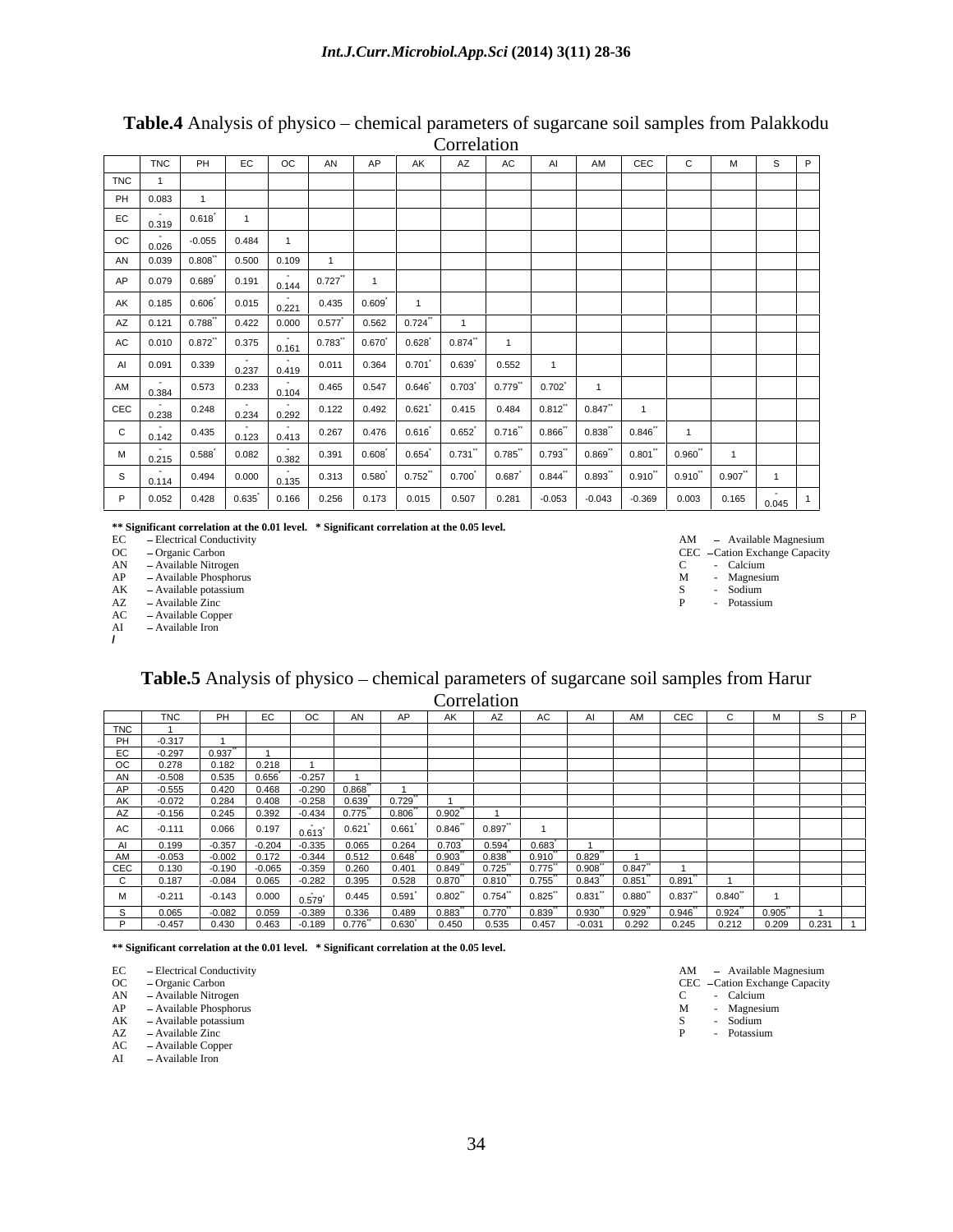**Table.4** Analysis of physico – chemical parameters of sugarcane soil samples from Palakkodu Correlation

| | TNC | PH | EC | OC | AN | AP | AK | AZ | AC | AI | AM | CEC | C | M | S | P |
|---|---|---|---|---|---|---|---|---|---|---|---|---|---|---|---|---|
| TNC | 1 | | | | | | | | | | | | | | | |
| PH | 0.083 | 1 | | | | | | | | | | | | | | |
| EC | -0.319 | 0.618* | 1 | | | | | | | | | | | | | |
| OC | -0.026 | -0.055 | 0.484 | 1 | | | | | | | | | | | | |
| AN | 0.039 | 0.808** | 0.500 | 0.109 | 1 | | | | | | | | | | | |
| AP | 0.079 | 0.689* | 0.191 | -0.144 | 0.727** | 1 | | | | | | | | | | |
| AK | 0.185 | 0.606* | 0.015 | -0.221 | 0.435 | 0.609* | 1 | | | | | | | | | |
| AZ | 0.121 | 0.788** | 0.422 | 0.000 | 0.577* | 0.562 | 0.724** | 1 | | | | | | | | |
| AC | 0.010 | 0.872** | 0.375 | -0.161 | 0.783** | 0.670* | 0.628* | 0.874** | 1 | | | | | | | |
| AI | 0.091 | 0.339 | -0.237 | -0.419 | 0.011 | 0.364 | 0.701* | 0.639* | 0.552 | 1 | | | | | | |
| AM | -0.384 | 0.573 | 0.233 | -0.104 | 0.465 | 0.547 | 0.646* | 0.703* | 0.779** | 0.702* | 1 | | | | | |
| CEC | -0.238 | 0.248 | -0.234 | -0.292 | 0.122 | 0.492 | 0.621* | 0.415 | 0.484 | 0.812** | 0.847** | 1 | | | | |
| C | -0.142 | 0.435 | -0.123 | -0.413 | 0.267 | 0.476 | 0.616* | 0.652* | 0.716** | 0.866** | 0.838** | 0.846** | 1 | | | |
| M | -0.215 | 0.588* | 0.082 | -0.382 | 0.391 | 0.608* | 0.654* | 0.731** | 0.785** | 0.793** | 0.869** | 0.801** | 0.960** | 1 | | |
| S | -0.114 | 0.494 | 0.000 | -0.135 | 0.313 | 0.580* | 0.752** | 0.700* | 0.687* | 0.844** | 0.893** | 0.910** | 0.910** | 0.907** | 1 | |
| P | 0.052 | 0.428 | 0.635* | 0.166 | 0.256 | 0.173 | 0.015 | 0.507 | 0.281 | -0.053 | -0.043 | -0.369 | 0.003 | 0.165 | -0.045 | 1 |

**** Significant correlation at the 0.01 level. * Significant correlation at the 0.05 level.**

EC – Electrical Conductivity
OC – Organic Carbon
AN – Available Nitrogen
AP – Available Phosphorus
AK – Available potassium
AZ – Available Zinc
AC – Available Copper
AI – Available Iron
AM – Available Magnesium
CEC – Cation Exchange Capacity
C - Calcium
M - Magnesium
S - Sodium
P - Potassium

**Table.5** Analysis of physico – chemical parameters of sugarcane soil samples from Harur Correlation

| | TNC | PH | EC | OC | AN | AP | AK | AZ | AC | AI | AM | CEC | C | M | S | P |
|---|---|---|---|---|---|---|---|---|---|---|---|---|---|---|---|---|
| TNC | 1 | | | | | | | | | | | | | | | |
| PH | -0.317 | 1 | | | | | | | | | | | | | | |
| EC | -0.297 | 0.937** | 1 | | | | | | | | | | | | | |
| OC | 0.278 | 0.182 | 0.218 | 1 | | | | | | | | | | | | |
| AN | -0.508 | 0.535 | 0.656* | -0.257 | 1 | | | | | | | | | | | |
| AP | -0.555 | 0.420 | 0.468 | -0.290 | 0.868** | 1 | | | | | | | | | | |
| AK | -0.072 | 0.284 | 0.408 | -0.258 | 0.639* | 0.729** | 1 | | | | | | | | | |
| AZ | -0.156 | 0.245 | 0.392 | -0.434 | 0.775** | 0.806** | 0.902** | 1 | | | | | | | | |
| AC | -0.111 | 0.066 | 0.197 | -0.613* | 0.621* | 0.661* | 0.846** | 0.897** | 1 | | | | | | | |
| AI | 0.199 | -0.357 | -0.204 | -0.335 | 0.065 | 0.264 | 0.703* | 0.594* | 0.683* | 1 | | | | | | |
| AM | -0.053 | -0.002 | 0.172 | -0.344 | 0.512 | 0.648* | 0.903** | 0.838** | 0.910** | 0.829** | 1 | | | | | |
| CEC | 0.130 | -0.190 | -0.065 | -0.359 | 0.260 | 0.401 | 0.849** | 0.725** | 0.775** | 0.908** | 0.847** | 1 | | | | |
| C | 0.187 | -0.084 | 0.065 | -0.282 | 0.395 | 0.528 | 0.870** | 0.810** | 0.755** | 0.843** | 0.851** | 0.891** | 1 | | | |
| M | -0.211 | -0.143 | 0.000 | -0.579* | 0.445 | 0.591* | 0.802** | 0.754** | 0.825** | 0.831** | 0.880** | 0.837** | 0.840** | 1 | | |
| S | 0.065 | -0.082 | 0.059 | -0.389 | 0.336 | 0.489 | 0.883** | 0.770** | 0.839** | 0.930** | 0.929** | 0.946** | 0.924** | 0.905** | 1 | |
| P | -0.457 | 0.430 | 0.463 | -0.189 | 0.776** | 0.630* | 0.450 | 0.535 | 0.457 | -0.031 | 0.292 | 0.245 | 0.212 | 0.209 | 0.231 | 1 |

**** Significant correlation at the 0.01 level. * Significant correlation at the 0.05 level.**

EC – Electrical Conductivity
OC – Organic Carbon
AN – Available Nitrogen
AP – Available Phosphorus
AK – Available potassium
AZ – Available Zinc
AC – Available Copper
AI – Available Iron
AM – Available Magnesium
CEC – Cation Exchange Capacity
C - Calcium
M - Magnesium
S - Sodium
P - Potassium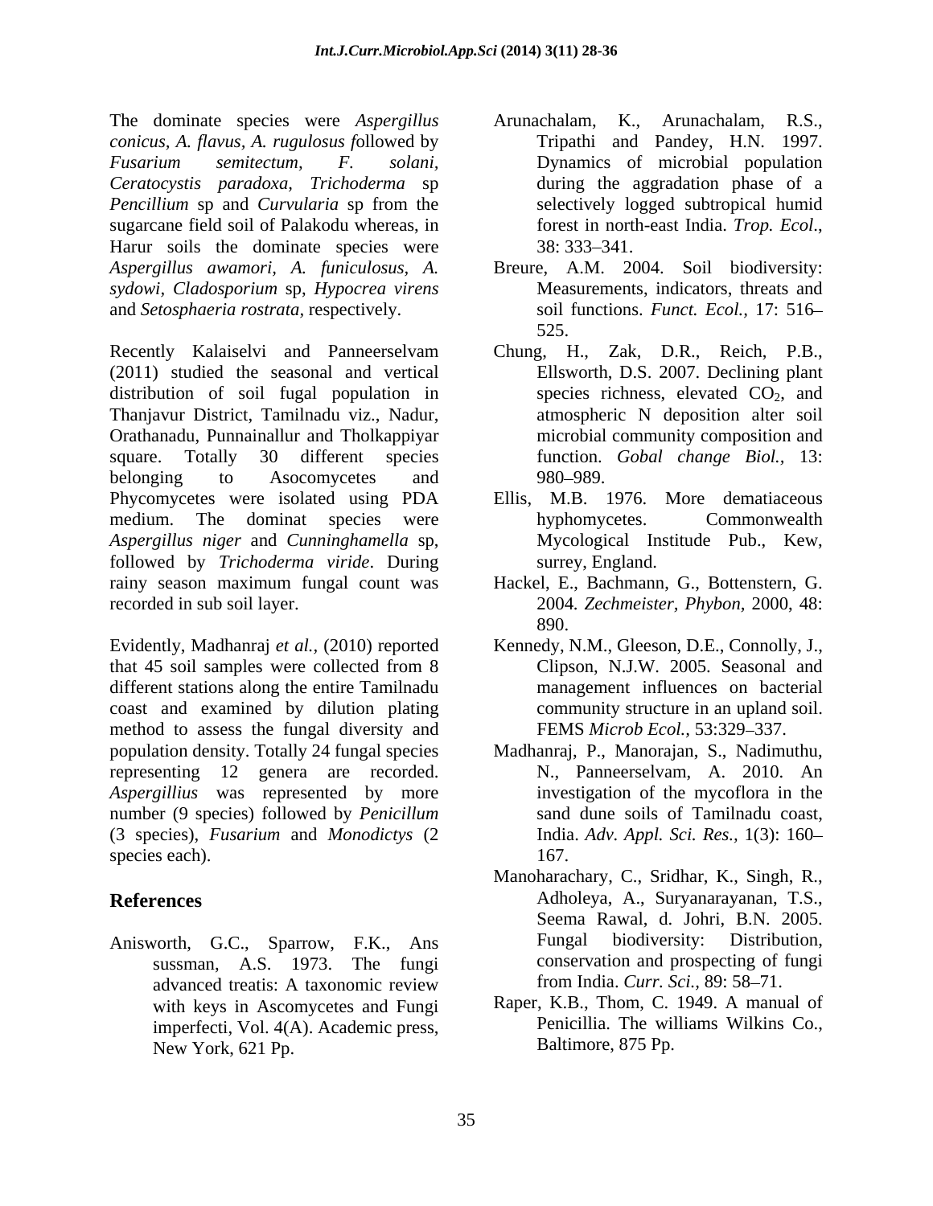The dominate species were *Aspergillus conicus*, *A. flavus*, *A. rugulosus f*ollowed by *Fusarium semitectum*, *F. solani*, *Ceratocystis paradoxa*, *Trichoderma* sp *Pencillium* sp and *Curvularia* sp from the sugarcane field soil of Palakodu whereas, in Harur soils the dominate species were *Aspergillus awamori*, *A. funiculosus*, *A. sydowi*, *Cladosporium* sp, *Hypocrea virens* and *Setosphaeria rostrata*, respectively.

Recently Kalaiselvi and Panneerselvam (2011) studied the seasonal and vertical distribution of soil fugal population in Thanjavur District, Tamilnadu viz., Nadur, Orathanadu, Punnainallur and Tholkappiyar square. Totally 30 different species belonging to Asocomycetes and Phycomycetes were isolated using PDA medium. The dominat species were *Aspergillus niger* and *Cunninghamella* sp, followed by *Trichoderma viride*. During rainy season maximum fungal count was recorded in sub soil layer.

Evidently, Madhanraj *et al.*, (2010) reported that 45 soil samples were collected from 8 different stations along the entire Tamilnadu coast and examined by dilution plating method to assess the fungal diversity and population density. Totally 24 fungal species representing 12 genera are recorded. *Aspergillius* was represented by more number (9 species) followed by *Penicillum* (3 species), *Fusarium* and *Monodictys* (2 species each).

## References

Anisworth, G.C., Sparrow, F.K., Ans sussman, A.S. 1973. The fungi advanced treatis: A taxonomic review with keys in Ascomycetes and Fungi imperfecti, Vol. 4(A). Academic press, New York, 621 Pp.

Arunachalam, K., Arunachalam, R.S., Tripathi and Pandey, H.N. 1997. Dynamics of microbial population during the aggradation phase of a selectively logged subtropical humid forest in north-east India. *Trop. Ecol*., 38: 333–341.

Breure, A.M. 2004. Soil biodiversity: Measurements, indicators, threats and soil functions. *Funct. Ecol.,* 17: 516–525.

Chung, H., Zak, D.R., Reich, P.B., Ellsworth, D.S. 2007. Declining plant species richness, elevated $CO_2$, and atmospheric N deposition alter soil microbial community composition and function. *Gobal change Biol.,* 13: 980–989.

Ellis, M.B. 1976. More dematiaceous hyphomycetes. Commonwealth Mycological Institude Pub., Kew, surrey, England.

Hackel, E., Bachmann, G., Bottenstern, G. 2004. *Zechmeister, Phybon*, 2000, 48: 890.

Kennedy, N.M., Gleeson, D.E., Connolly, J., Clipson, N.J.W. 2005. Seasonal and management influences on bacterial community structure in an upland soil. FEMS *Microb Ecol.,* 53:329–337.

Madhanraj, P., Manorajan, S., Nadimuthu, N., Panneerselvam, A. 2010. An investigation of the mycoflora in the sand dune soils of Tamilnadu coast, India. *Adv. Appl. Sci. Res.,* 1(3): 160–167.

Manoharachary, C., Sridhar, K., Singh, R., Adholeya, A., Suryanarayanan, T.S., Seema Rawal, d. Johri, B.N. 2005. Fungal biodiversity: Distribution, conservation and prospecting of fungi from India. *Curr. Sci.,* 89: 58–71.

Raper, K.B., Thom, C. 1949. A manual of Penicillia. The williams Wilkins Co., Baltimore, 875 Pp.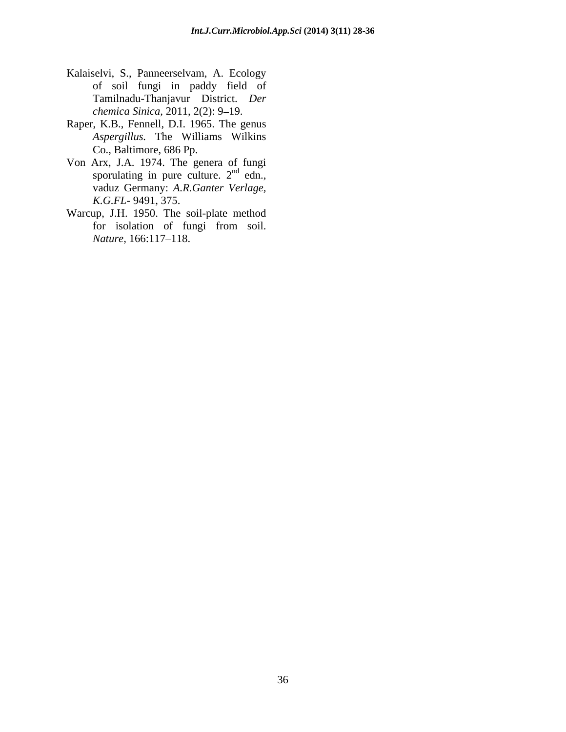Kalaiselvi, S., Panneerselvam, A. Ecology of soil fungi in paddy field of Tamilnadu-Thanjavur District. *Der chemica Sinica,* 2011, 2(2): 9–19.

Raper, K.B., Fennell, D.I. 1965. The genus *Aspergillus.* The Williams Wilkins Co., Baltimore, 686 Pp.

Von Arx, J.A. 1974. The genera of fungi sporulating in pure culture. 2nd edn., vaduz Germany: *A.R.Ganter Verlage, K.G.FL-* 9491, 375.

Warcup, J.H. 1950. The soil-plate method for isolation of fungi from soil. *Nature,* 166:117–118.